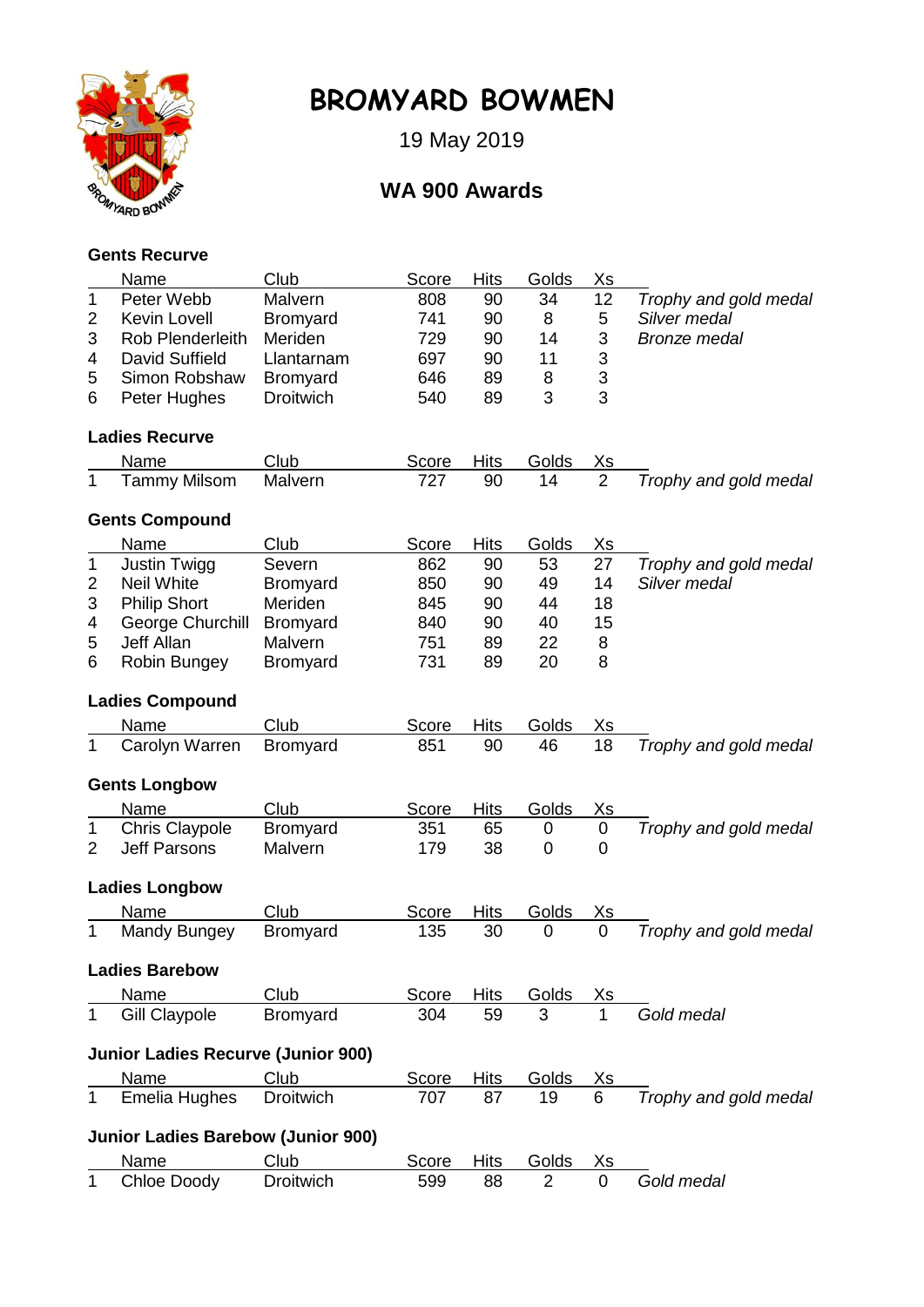# BROMYARD BOWMEN

19 May 2019

## WA 900 Awards

### Gents Recurve

| | Name | Club | Score | Hits | Golds | Xs | |
|---|---|---|---|---|---|---|---|
| 1 | Peter Webb | Malvern | 808 | 90 | 34 | 12 | *Trophy and gold medal* |
| 2 | Kevin Lovell | Bromyard | 741 | 90 | 8 | 5 | *Silver medal* |
| 3 | Rob Plenderleith | Meriden | 729 | 90 | 14 | 3 | *Bronze medal* |
| 4 | David Suffield | Llantarnam | 697 | 90 | 11 | 3 | |
| 5 | Simon Robshaw | Bromyard | 646 | 89 | 8 | 3 | |
| 6 | Peter Hughes | Droitwich | 540 | 89 | 3 | 3 | |

### Ladies Recurve

| | Name | Club | Score | Hits | Golds | Xs | |
|---|---|---|---|---|---|---|---|
| 1 | Tammy Milsom | Malvern | 727 | 90 | 14 | 2 | *Trophy and gold medal* |

### Gents Compound

| | Name | Club | Score | Hits | Golds | Xs | |
|---|---|---|---|---|---|---|---|
| 1 | Justin Twigg | Severn | 862 | 90 | 53 | 27 | *Trophy and gold medal* |
| 2 | Neil White | Bromyard | 850 | 90 | 49 | 14 | *Silver medal* |
| 3 | Philip Short | Meriden | 845 | 90 | 44 | 18 | |
| 4 | George Churchill | Bromyard | 840 | 90 | 40 | 15 | |
| 5 | Jeff Allan | Malvern | 751 | 89 | 22 | 8 | |
| 6 | Robin Bungey | Bromyard | 731 | 89 | 20 | 8 | |

### Ladies Compound

| | Name | Club | Score | Hits | Golds | Xs | |
|---|---|---|---|---|---|---|---|
| 1 | Carolyn Warren | Bromyard | 851 | 90 | 46 | 18 | *Trophy and gold medal* |

### Gents Longbow

| | Name | Club | Score | Hits | Golds | Xs | |
|---|---|---|---|---|---|---|---|
| 1 | Chris Claypole | Bromyard | 351 | 65 | 0 | 0 | *Trophy and gold medal* |
| 2 | Jeff Parsons | Malvern | 179 | 38 | 0 | 0 | |

### Ladies Longbow

| | Name | Club | Score | Hits | Golds | Xs | |
|---|---|---|---|---|---|---|---|
| 1 | Mandy Bungey | Bromyard | 135 | 30 | 0 | 0 | *Trophy and gold medal* |

### Ladies Barebow

| | Name | Club | Score | Hits | Golds | Xs | |
|---|---|---|---|---|---|---|---|
| 1 | Gill Claypole | Bromyard | 304 | 59 | 3 | 1 | *Gold medal* |

### Junior Ladies Recurve (Junior 900)

| | Name | Club | Score | Hits | Golds | Xs | |
|---|---|---|---|---|---|---|---|
| 1 | Emelia Hughes | Droitwich | 707 | 87 | 19 | 6 | *Trophy and gold medal* |

### Junior Ladies Barebow (Junior 900)

| | Name | Club | Score | Hits | Golds | Xs | |
|---|---|---|---|---|---|---|---|
| 1 | Chloe Doody | Droitwich | 599 | 88 | 2 | 0 | *Gold medal* |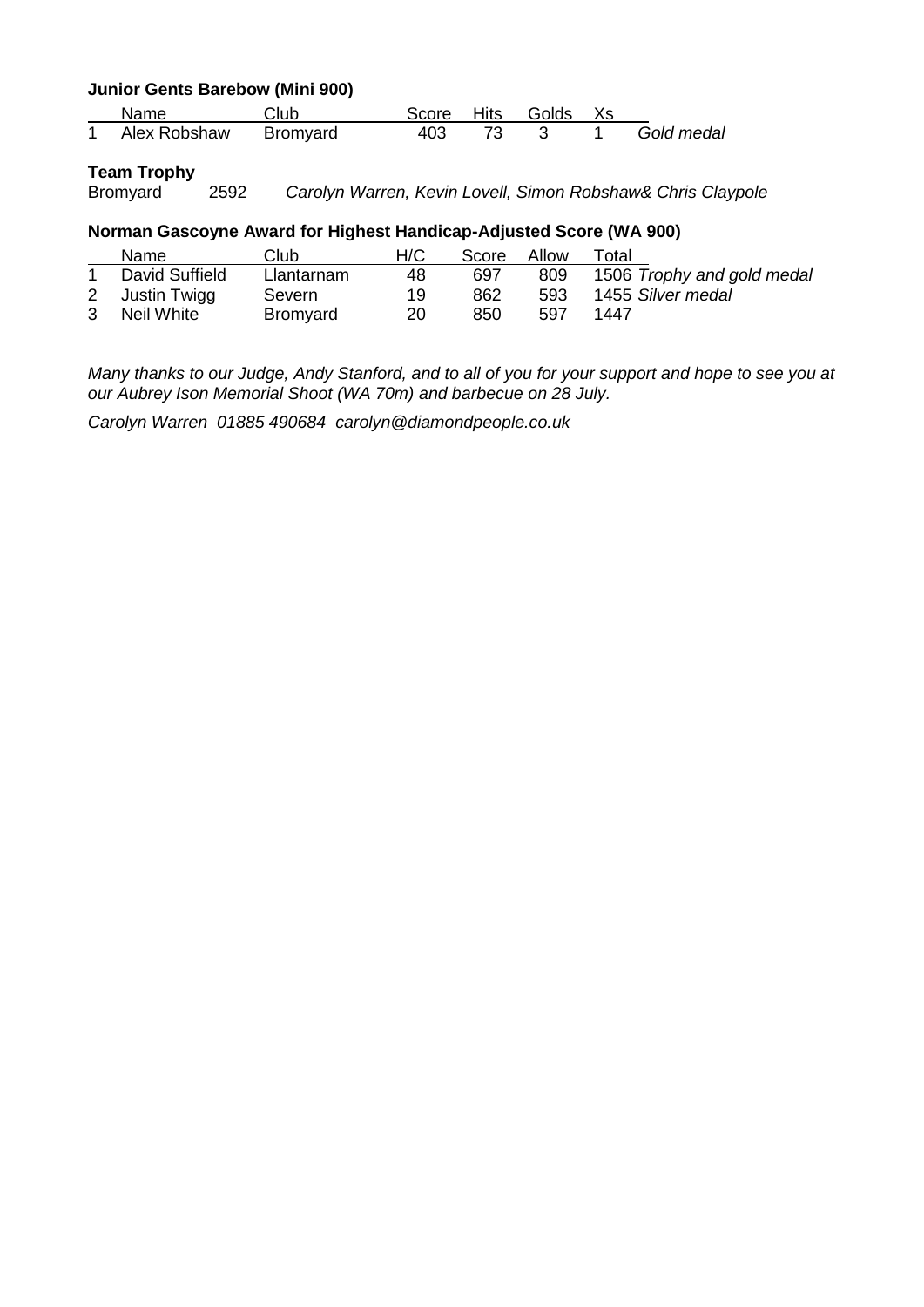**Junior Gents Barebow (Mini 900)**

| | Name | Club | Score | Hits | Golds | Xs | |
|---|---|---|---|---|---|---|---|
| 1 | Alex Robshaw | Bromyard | 403 | 73 | 3 | 1 | *Gold medal* |

**Team Trophy**

Bromyard 2592 *Carolyn Warren, Kevin Lovell, Simon Robshaw& Chris Claypole*

**Norman Gascoyne Award for Highest Handicap-Adjusted Score (WA 900)**

| | Name | Club | H/C | Score | Allow | Total | |
|---|---|---|---|---|---|---|---|
| 1 | David Suffield | Llantarnam | 48 | 697 | 809 | 1506 | *Trophy and gold medal* |
| 2 | Justin Twigg | Severn | 19 | 862 | 593 | 1455 | *Silver medal* |
| 3 | Neil White | Bromyard | 20 | 850 | 597 | 1447 | |

*Many thanks to our Judge, Andy Stanford, and to all of you for your support and hope to see you at our Aubrey Ison Memorial Shoot (WA 70m) and barbecue on 28 July.*

*Carolyn Warren 01885 490684 carolyn@diamondpeople.co.uk*